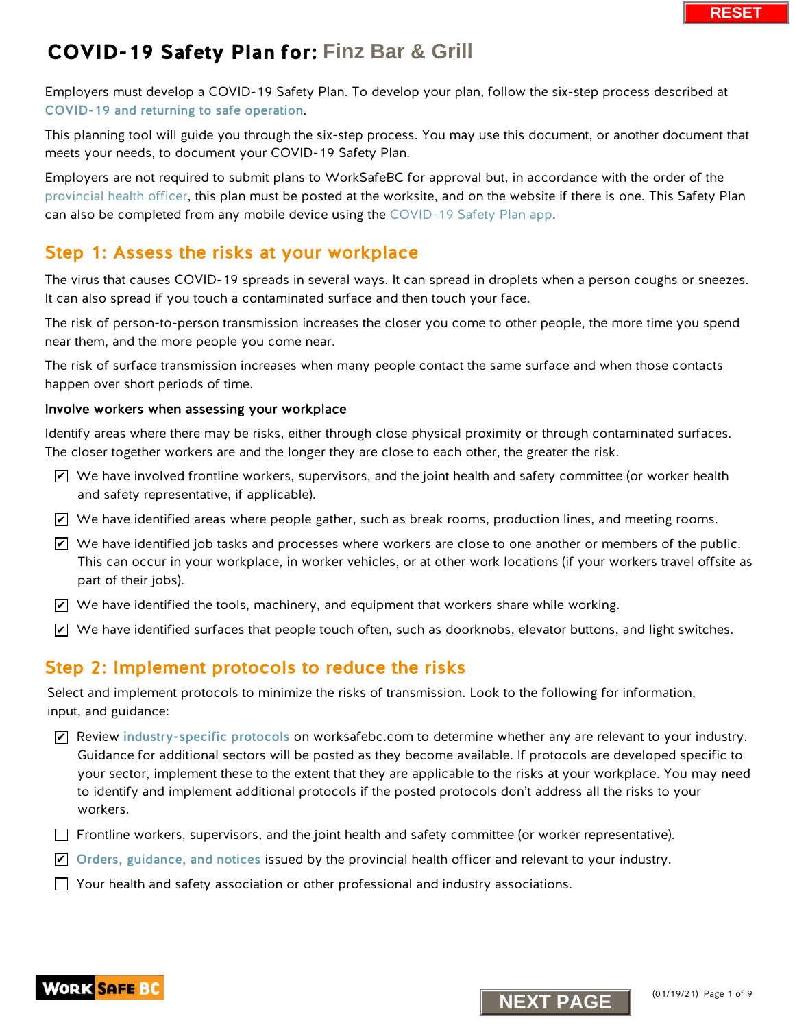# COVID-19 Safety Plan for: Finz Bar & Grill

Employers must develop a COVID-19 Safety Plan. To develop your plan, follow the six-step process described at COVID-19 and returning to safe operation.

This planning tool will guide you through the six-step process. You may use this document, or another document that meets your needs, to document your COVID-19 Safety Plan.

Employers are not required to submit plans to WorkSafeBC for approval but, in accordance with the order of the provincial health officer, this plan must be posted at the worksite, and on the website if there is one. This Safety Plan can also be completed from any mobile device using the COVID-19 Safety Plan app.

## Step 1: Assess the risks at your workplace

The virus that causes COVID-19 spreads in several ways. It can spread in droplets when a person coughs or sneezes. It can also spread if you touch a contaminated surface and then touch your face.

The risk of person-to-person transmission increases the closer you come to other people, the more time you spend near them, and the more people you come near.

The risk of surface transmission increases when many people contact the same surface and when those contacts happen over short periods of time.

### Involve workers when assessing your workplace

Identify areas where there may be risks, either through close physical proximity or through contaminated surfaces. The closer together workers are and the longer they are close to each other, the greater the risk.

- [x] We have involved frontline workers, supervisors, and the joint health and safety committee (or worker health and safety representative, if applicable).
- [x] We have identified areas where people gather, such as break rooms, production lines, and meeting rooms.
- [x] We have identified job tasks and processes where workers are close to one another or members of the public. This can occur in your workplace, in worker vehicles, or at other work locations (if your workers travel offsite as part of their jobs).
- [x] We have identified the tools, machinery, and equipment that workers share while working.
- [x] We have identified surfaces that people touch often, such as doorknobs, elevator buttons, and light switches.

## Step 2: Implement protocols to reduce the risks

Select and implement protocols to minimize the risks of transmission. Look to the following for information, input, and guidance:

- [x] Review **industry-specific protocols** on worksafebc.com to determine whether any are relevant to your industry. Guidance for additional sectors will be posted as they become available. If protocols are developed specific to your sector, implement these to the extent that they are applicable to the risks at your workplace. You may need to identify and implement additional protocols if the posted protocols don't address all the risks to your workers.
- [ ] Frontline workers, supervisors, and the joint health and safety committee (or worker representative).
- [x] **Orders, guidance, and notices** issued by the provincial health officer and relevant to your industry.
- [ ] Your health and safety association or other professional and industry associations.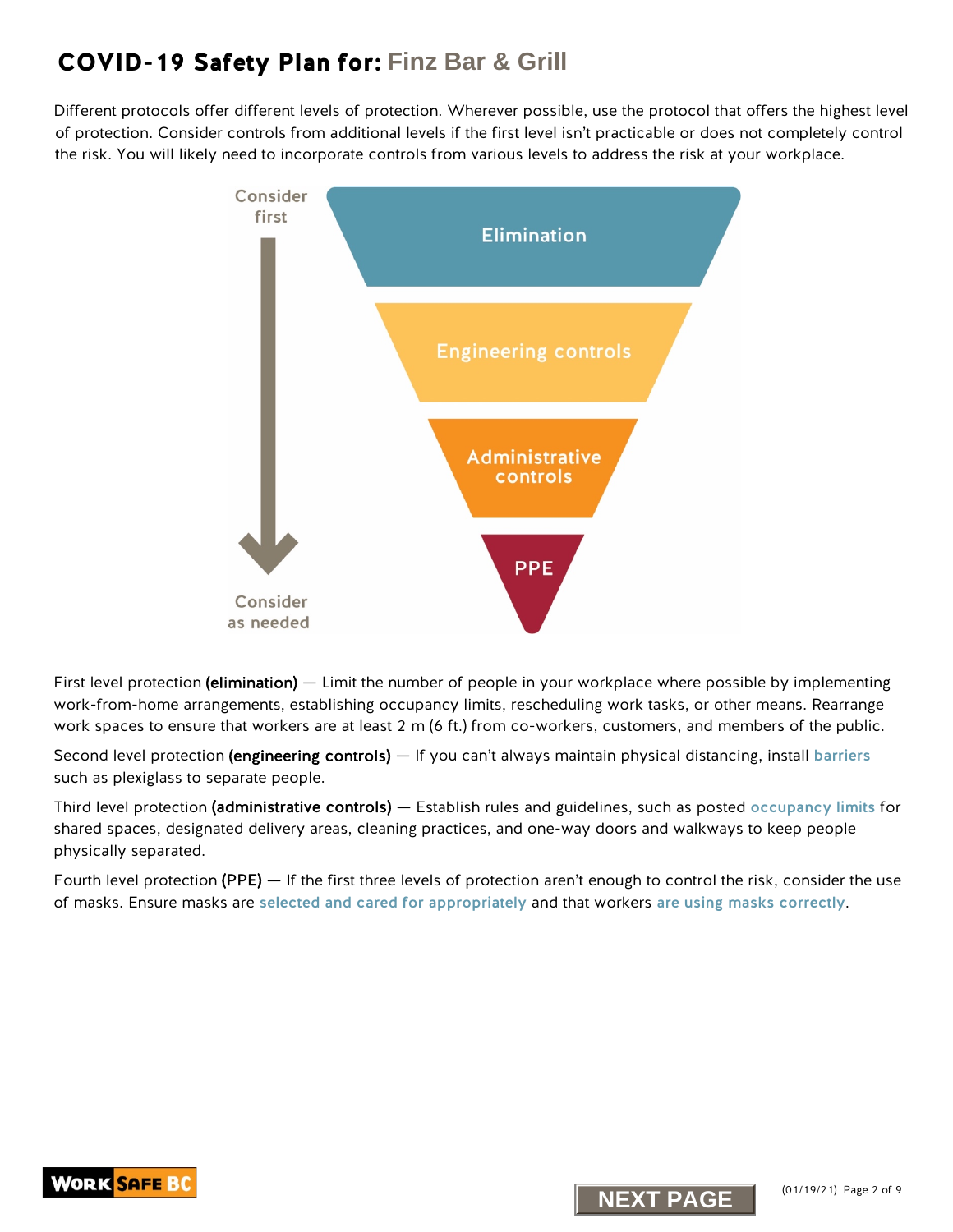# COVID-19 Safety Plan for: Finz Bar & Grill

Different protocols offer different levels of protection. Wherever possible, use the protocol that offers the highest level of protection. Consider controls from additional levels if the first level isn't practicable or does not completely control the risk. You will likely need to incorporate controls from various levels to address the risk at your workplace.

Consider first

Elimination

Engineering controls

Administrative controls

PPE

Consider as needed

First level protection **(elimination)** — Limit the number of people in your workplace where possible by implementing work-from-home arrangements, establishing occupancy limits, rescheduling work tasks, or other means. Rearrange work spaces to ensure that workers are at least 2 m (6 ft.) from co-workers, customers, and members of the public.

Second level protection **(engineering controls)** — If you can't always maintain physical distancing, install barriers such as plexiglass to separate people.

Third level protection **(administrative controls)** — Establish rules and guidelines, such as posted occupancy limits for shared spaces, designated delivery areas, cleaning practices, and one-way doors and walkways to keep people physically separated.

Fourth level protection **(PPE)** — If the first three levels of protection aren't enough to control the risk, consider the use of masks. Ensure masks are selected and cared for appropriately and that workers are using masks correctly.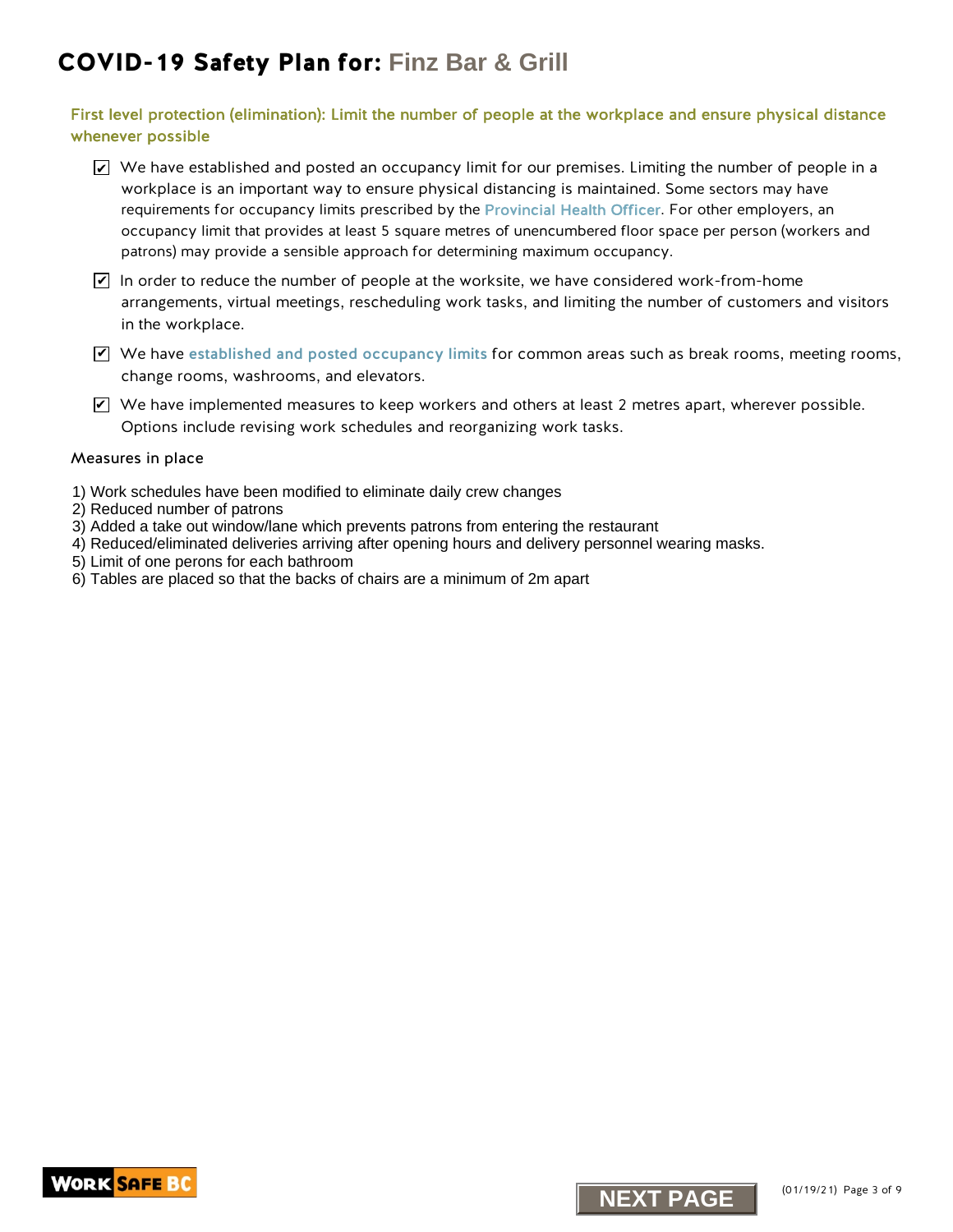# COVID-19 Safety Plan for: Finz Bar & Grill

## First level protection (elimination): Limit the number of people at the workplace and ensure physical distance whenever possible

- [x] We have established and posted an occupancy limit for our premises. Limiting the number of people in a workplace is an important way to ensure physical distancing is maintained. Some sectors may have requirements for occupancy limits prescribed by the Provincial Health Officer. For other employers, an occupancy limit that provides at least 5 square metres of unencumbered floor space per person (workers and patrons) may provide a sensible approach for determining maximum occupancy.
- [x] In order to reduce the number of people at the worksite, we have considered work-from-home arrangements, virtual meetings, rescheduling work tasks, and limiting the number of customers and visitors in the workplace.
- [x] We have established and posted occupancy limits for common areas such as break rooms, meeting rooms, change rooms, washrooms, and elevators.
- [x] We have implemented measures to keep workers and others at least 2 metres apart, wherever possible. Options include revising work schedules and reorganizing work tasks.

### Measures in place

1) Work schedules have been modified to eliminate daily crew changes
2) Reduced number of patrons
3) Added a take out window/lane which prevents patrons from entering the restaurant
4) Reduced/eliminated deliveries arriving after opening hours and delivery personnel wearing masks.
5) Limit of one perons for each bathroom
6) Tables are placed so that the backs of chairs are a minimum of 2m apart

NEXT PAGE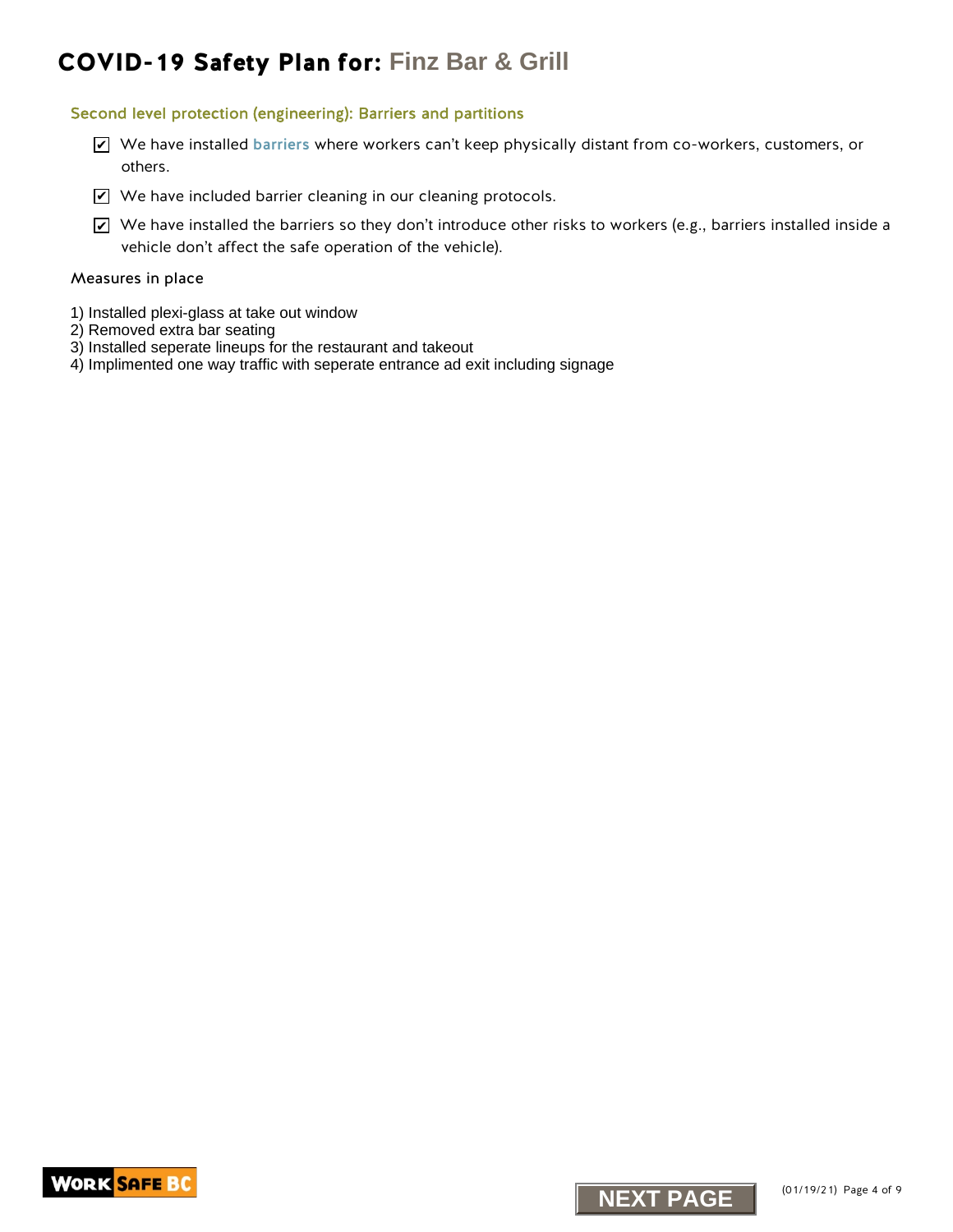# COVID-19 Safety Plan for: Finz Bar & Grill

### Second level protection (engineering): Barriers and partitions

- [x] We have installed barriers where workers can't keep physically distant from co-workers, customers, or others.
- [x] We have included barrier cleaning in our cleaning protocols.
- [x] We have installed the barriers so they don't introduce other risks to workers (e.g., barriers installed inside a vehicle don't affect the safe operation of the vehicle).

Measures in place

1) Installed plexi-glass at take out window
2) Removed extra bar seating
3) Installed seperate lineups for the restaurant and takeout
4) Implimented one way traffic with seperate entrance ad exit including signage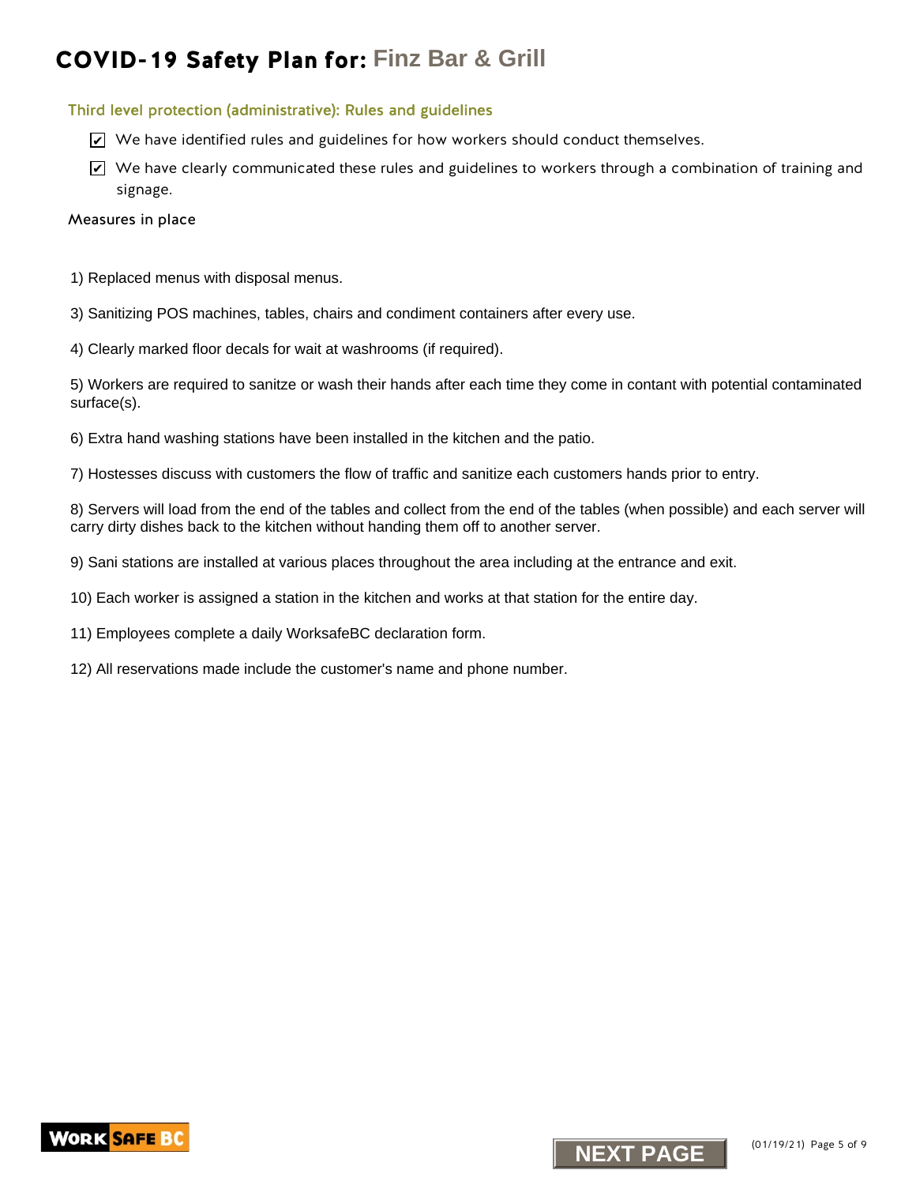# COVID-19 Safety Plan for: Finz Bar & Grill

### Third level protection (administrative): Rules and guidelines

- ☑ We have identified rules and guidelines for how workers should conduct themselves.
- ☑ We have clearly communicated these rules and guidelines to workers through a combination of training and signage.

Measures in place

1) Replaced menus with disposal menus.

3) Sanitizing POS machines, tables, chairs and condiment containers after every use.

4) Clearly marked floor decals for wait at washrooms (if required).

5) Workers are required to sanitze or wash their hands after each time they come in contant with potential contaminated surface(s).

6) Extra hand washing stations have been installed in the kitchen and the patio.

7) Hostesses discuss with customers the flow of traffic and sanitize each customers hands prior to entry.

8) Servers will load from the end of the tables and collect from the end of the tables (when possible) and each server will carry dirty dishes back to the kitchen without handing them off to another server.

9) Sani stations are installed at various places throughout the area including at the entrance and exit.

10) Each worker is assigned a station in the kitchen and works at that station for the entire day.

11) Employees complete a daily WorksafeBC declaration form.

12) All reservations made include the customer's name and phone number.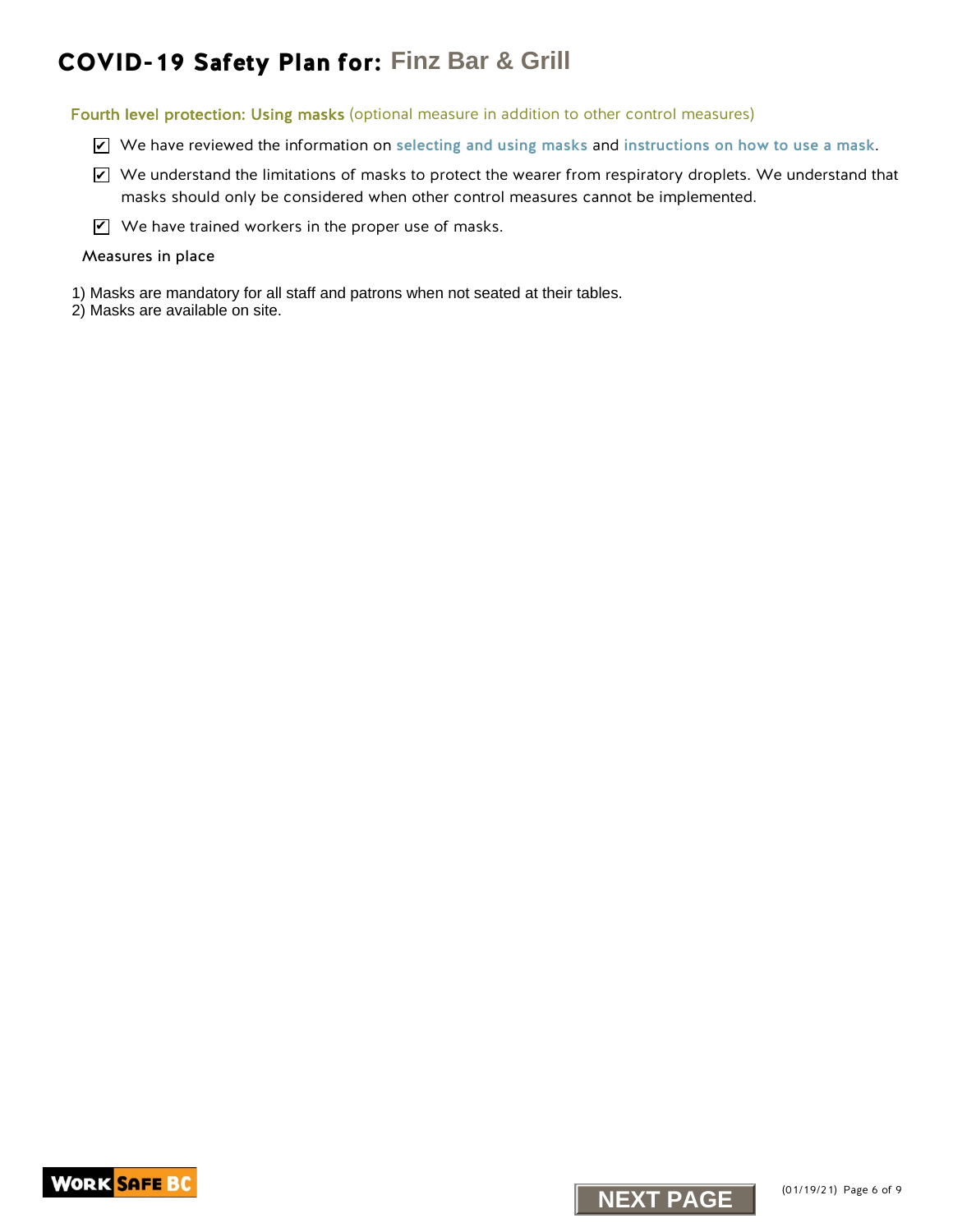# COVID-19 Safety Plan for: Finz Bar & Grill

## Fourth level protection: Using masks (optional measure in addition to other control measures)

- [x] We have reviewed the information on **selecting and using masks** and **instructions on how to use a mask**.
- [x] We understand the limitations of masks to protect the wearer from respiratory droplets. We understand that masks should only be considered when other control measures cannot be implemented.
- [x] We have trained workers in the proper use of masks.

### Measures in place

1) Masks are mandatory for all staff and patrons when not seated at their tables.
2) Masks are available on site.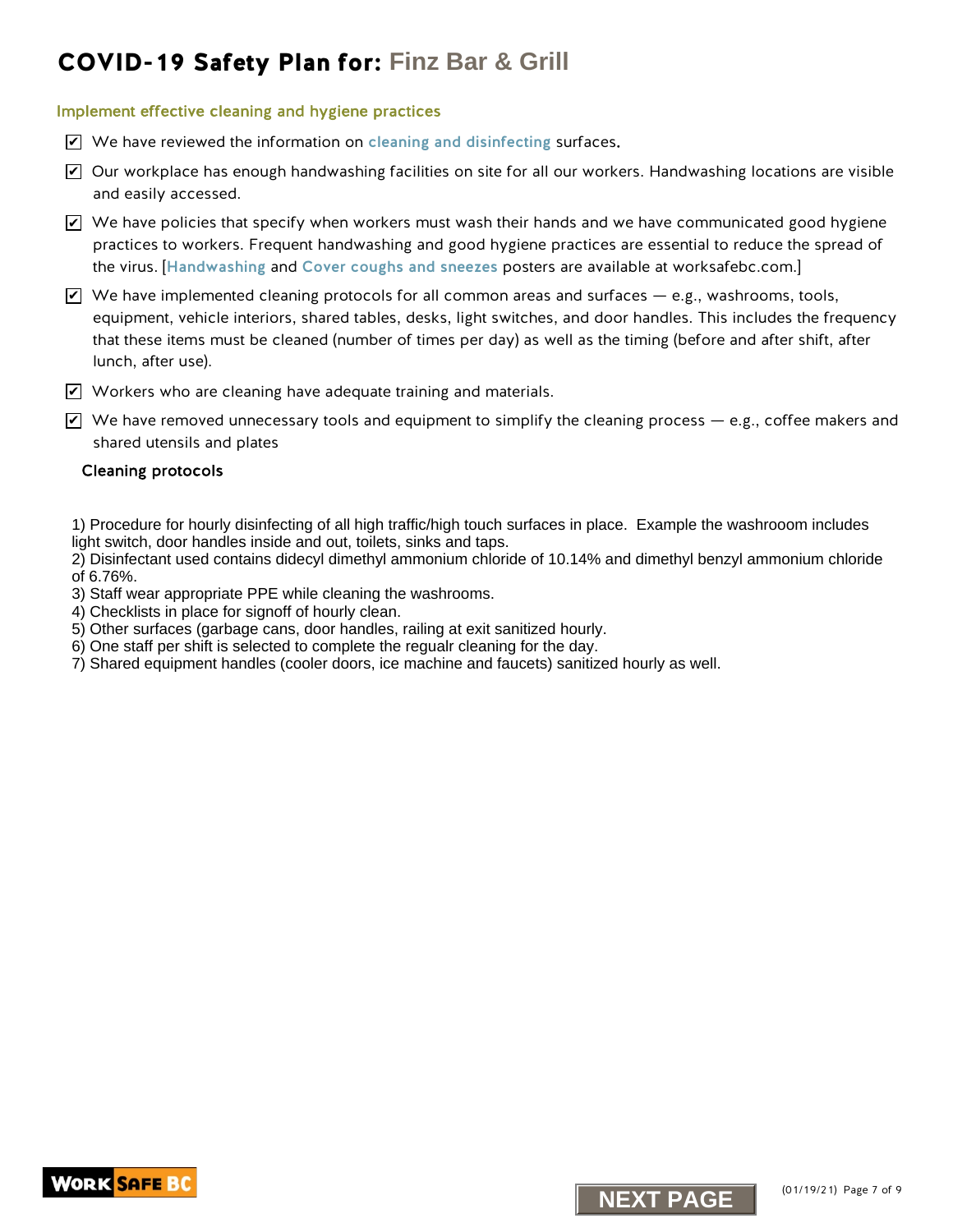# COVID-19 Safety Plan for: Finz Bar & Grill

## Implement effective cleaning and hygiene practices

- ☑ We have reviewed the information on cleaning and disinfecting surfaces.
- ☑ Our workplace has enough handwashing facilities on site for all our workers. Handwashing locations are visible and easily accessed.
- ☑ We have policies that specify when workers must wash their hands and we have communicated good hygiene practices to workers. Frequent handwashing and good hygiene practices are essential to reduce the spread of the virus. [Handwashing and Cover coughs and sneezes posters are available at worksafebc.com.]
- ☑ We have implemented cleaning protocols for all common areas and surfaces — e.g., washrooms, tools, equipment, vehicle interiors, shared tables, desks, light switches, and door handles. This includes the frequency that these items must be cleaned (number of times per day) as well as the timing (before and after shift, after lunch, after use).
- ☑ Workers who are cleaning have adequate training and materials.
- ☑ We have removed unnecessary tools and equipment to simplify the cleaning process — e.g., coffee makers and shared utensils and plates

### Cleaning protocols

1) Procedure for hourly disinfecting of all high traffic/high touch surfaces in place. Example the washrooom includes light switch, door handles inside and out, toilets, sinks and taps.
2) Disinfectant used contains didecyl dimethyl ammonium chloride of 10.14% and dimethyl benzyl ammonium chloride of 6.76%.
3) Staff wear appropriate PPE while cleaning the washrooms.
4) Checklists in place for signoff of hourly clean.
5) Other surfaces (garbage cans, door handles, railing at exit sanitized hourly.
6) One staff per shift is selected to complete the regualr cleaning for the day.
7) Shared equipment handles (cooler doors, ice machine and faucets) sanitized hourly as well.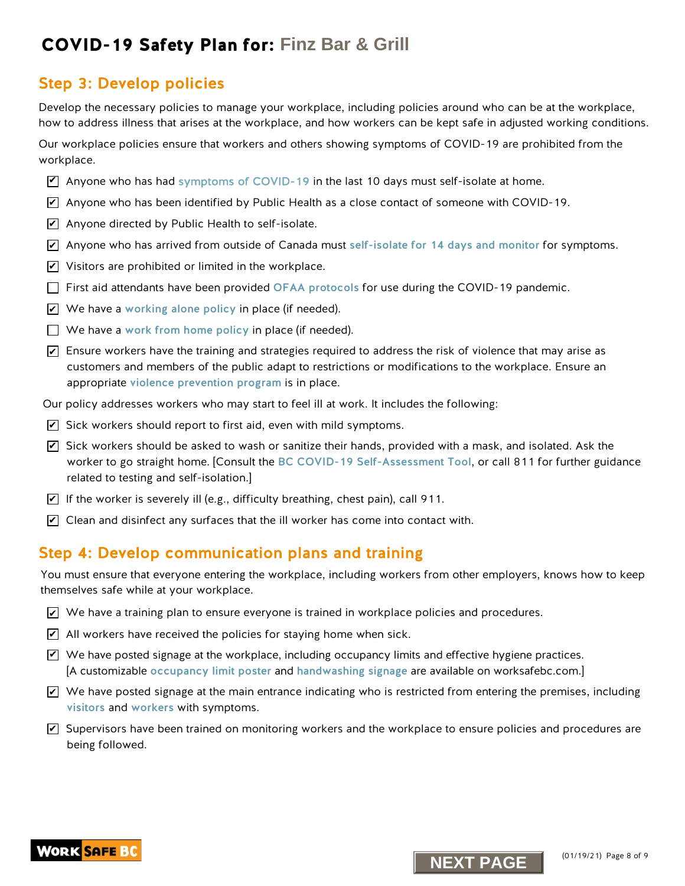# COVID-19 Safety Plan for: Finz Bar & Grill

## Step 3: Develop policies

Develop the necessary policies to manage your workplace, including policies around who can be at the workplace, how to address illness that arises at the workplace, and how workers can be kept safe in adjusted working conditions.

Our workplace policies ensure that workers and others showing symptoms of COVID-19 are prohibited from the workplace.

- [x] Anyone who has had symptoms of COVID-19 in the last 10 days must self-isolate at home.
- [x] Anyone who has been identified by Public Health as a close contact of someone with COVID-19.
- [x] Anyone directed by Public Health to self-isolate.
- [x] Anyone who has arrived from outside of Canada must self-isolate for 14 days and monitor for symptoms.
- [x] Visitors are prohibited or limited in the workplace.
- [ ] First aid attendants have been provided OFAA protocols for use during the COVID-19 pandemic.
- [x] We have a working alone policy in place (if needed).
- [ ] We have a work from home policy in place (if needed).
- [x] Ensure workers have the training and strategies required to address the risk of violence that may arise as customers and members of the public adapt to restrictions or modifications to the workplace. Ensure an appropriate violence prevention program is in place.

Our policy addresses workers who may start to feel ill at work. It includes the following:

- [x] Sick workers should report to first aid, even with mild symptoms.
- [x] Sick workers should be asked to wash or sanitize their hands, provided with a mask, and isolated. Ask the worker to go straight home. [Consult the BC COVID-19 Self-Assessment Tool, or call 811 for further guidance related to testing and self-isolation.]
- [x] If the worker is severely ill (e.g., difficulty breathing, chest pain), call 911.
- [x] Clean and disinfect any surfaces that the ill worker has come into contact with.

## Step 4: Develop communication plans and training

You must ensure that everyone entering the workplace, including workers from other employers, knows how to keep themselves safe while at your workplace.

- [x] We have a training plan to ensure everyone is trained in workplace policies and procedures.
- [x] All workers have received the policies for staying home when sick.
- [x] We have posted signage at the workplace, including occupancy limits and effective hygiene practices. [A customizable occupancy limit poster and handwashing signage are available on worksafebc.com.]
- [x] We have posted signage at the main entrance indicating who is restricted from entering the premises, including visitors and workers with symptoms.
- [x] Supervisors have been trained on monitoring workers and the workplace to ensure policies and procedures are being followed.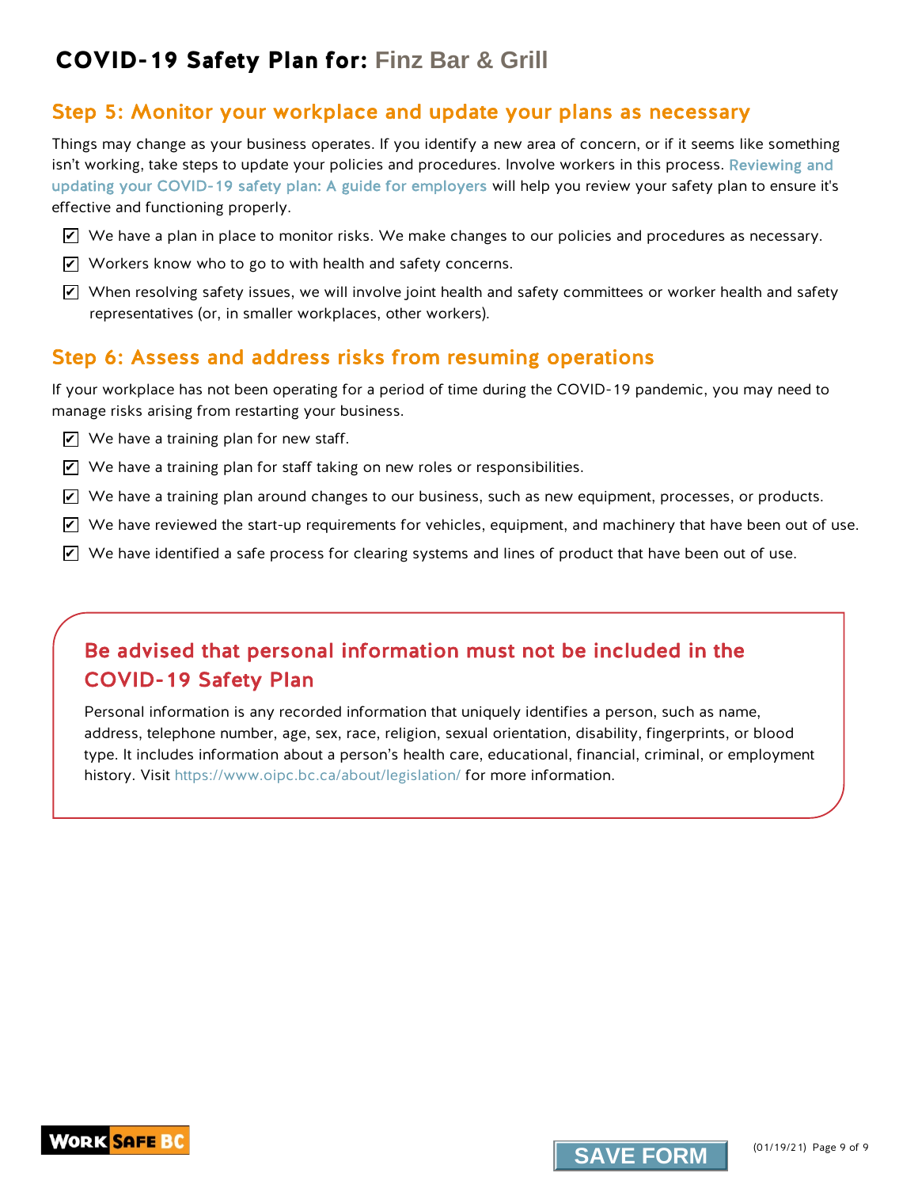# COVID-19 Safety Plan for: Finz Bar & Grill

## Step 5: Monitor your workplace and update your plans as necessary

Things may change as your business operates. If you identify a new area of concern, or if it seems like something isn't working, take steps to update your policies and procedures. Involve workers in this process. Reviewing and updating your COVID-19 safety plan: A guide for employers will help you review your safety plan to ensure it's effective and functioning properly.

- [x] We have a plan in place to monitor risks. We make changes to our policies and procedures as necessary.
- [x] Workers know who to go to with health and safety concerns.
- [x] When resolving safety issues, we will involve joint health and safety committees or worker health and safety representatives (or, in smaller workplaces, other workers).

## Step 6: Assess and address risks from resuming operations

If your workplace has not been operating for a period of time during the COVID-19 pandemic, you may need to manage risks arising from restarting your business.

- [x] We have a training plan for new staff.
- [x] We have a training plan for staff taking on new roles or responsibilities.
- [x] We have a training plan around changes to our business, such as new equipment, processes, or products.
- [x] We have reviewed the start-up requirements for vehicles, equipment, and machinery that have been out of use.
- [x] We have identified a safe process for clearing systems and lines of product that have been out of use.

### Be advised that personal information must not be included in the COVID-19 Safety Plan

Personal information is any recorded information that uniquely identifies a person, such as name, address, telephone number, age, sex, race, religion, sexual orientation, disability, fingerprints, or blood type. It includes information about a person's health care, educational, financial, criminal, or employment history. Visit https://www.oipc.bc.ca/about/legislation/ for more information.

SAVE FORM

(01/19/21)